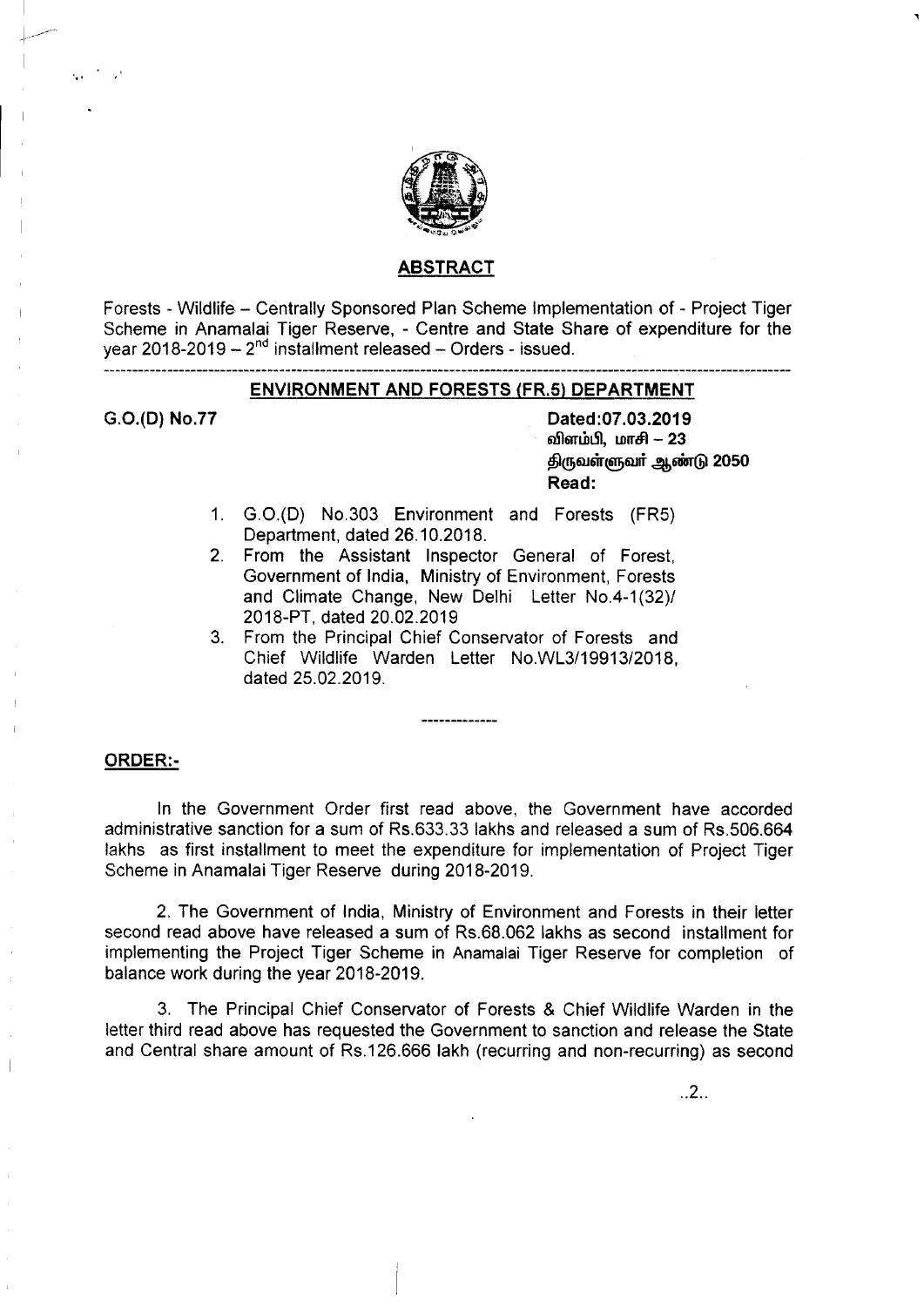## ABSTRACT

Forests - Wildlife – Centrally Sponsored Plan Scheme Implementation of - Project Tiger Scheme in Anamalai Tiger Reserve, - Centre and State Share of expenditure for the year 2018-2019 – 2nd installment released – Orders - issued.

---

### ENVIRONMENT AND FORESTS (FR.5) DEPARTMENT

G.O.(D) No.77

**Dated:07.03.2019**
**விளம்பி, மாசி – 23**
**திருவள்ளுவர் ஆண்டு 2050**
**Read:**

1. G.O.(D) No.303 Environment and Forests (FR5) Department, dated 26.10.2018.
2. From the Assistant Inspector General of Forest, Government of India, Ministry of Environment, Forests and Climate Change, New Delhi Letter No.4-1(32)/ 2018-PT, dated 20.02.2019
3. From the Principal Chief Conservator of Forests and Chief Wildlife Warden Letter No.WL3/19913/2018, dated 25.02.2019.

-------------

**ORDER:-**

In the Government Order first read above, the Government have accorded administrative sanction for a sum of Rs.633.33 lakhs and released a sum of Rs.506.664 lakhs as first installment to meet the expenditure for implementation of Project Tiger Scheme in Anamalai Tiger Reserve during 2018-2019.

2. The Government of India, Ministry of Environment and Forests in their letter second read above have released a sum of Rs.68.062 lakhs as second installment for implementing the Project Tiger Scheme in Anamalai Tiger Reserve for completion of balance work during the year 2018-2019.

3. The Principal Chief Conservator of Forests & Chief Wildlife Warden in the letter third read above has requested the Government to sanction and release the State and Central share amount of Rs.126.666 lakh (recurring and non-recurring) as second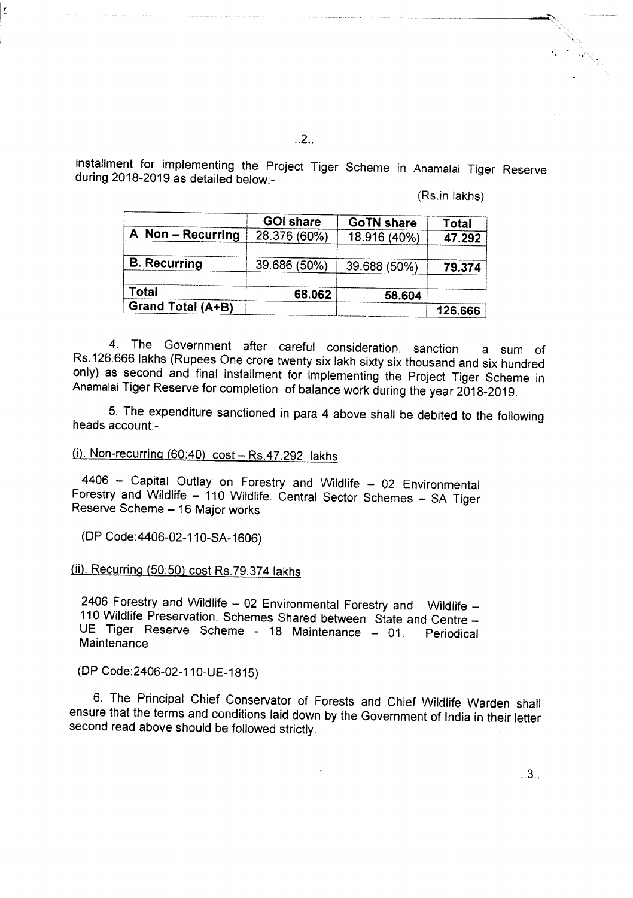installment for implementing the Project Tiger Scheme in Anamalai Tiger Reserve during 2018-2019 as detailed below:-

(Rs.in lakhs)

| | GOI share | GoTN share | Total |
|---|---|---|---|
| A Non – Recurring | 28.376 (60%) | 18.916 (40%) | **47.292** |
| | | | |
| **B. Recurring** | 39.686 (50%) | 39.688 (50%) | **79.374** |
| | | | |
| **Total** | **68.062** | **58.604** | |
| **Grand Total (A+B)** | | | **126.666** |

4. The Government after careful consideration, sanction a sum of Rs.126.666 lakhs (Rupees One crore twenty six lakh sixty six thousand and six hundred only) as second and final installment for implementing the Project Tiger Scheme in Anamalai Tiger Reserve for completion of balance work during the year 2018-2019.

5. The expenditure sanctioned in para 4 above shall be debited to the following heads account:-

<u>(i). Non-recurring (60:40) cost – Rs.47.292 lakhs</u>

4406 – Capital Outlay on Forestry and Wildlife – 02 Environmental Forestry and Wildlife – 110 Wildlife. Central Sector Schemes – SA Tiger Reserve Scheme – 16 Major works

(DP Code:4406-02-110-SA-1606)

<u>(ii). Recurring (50:50) cost Rs.79.374 lakhs</u>

2406 Forestry and Wildlife – 02 Environmental Forestry and Wildlife – 110 Wildlife Preservation. Schemes Shared between State and Centre – UE Tiger Reserve Scheme - 18 Maintenance – 01. Periodical Maintenance

(DP Code:2406-02-110-UE-1815)

6. The Principal Chief Conservator of Forests and Chief Wildlife Warden shall ensure that the terms and conditions laid down by the Government of India in their letter second read above should be followed strictly.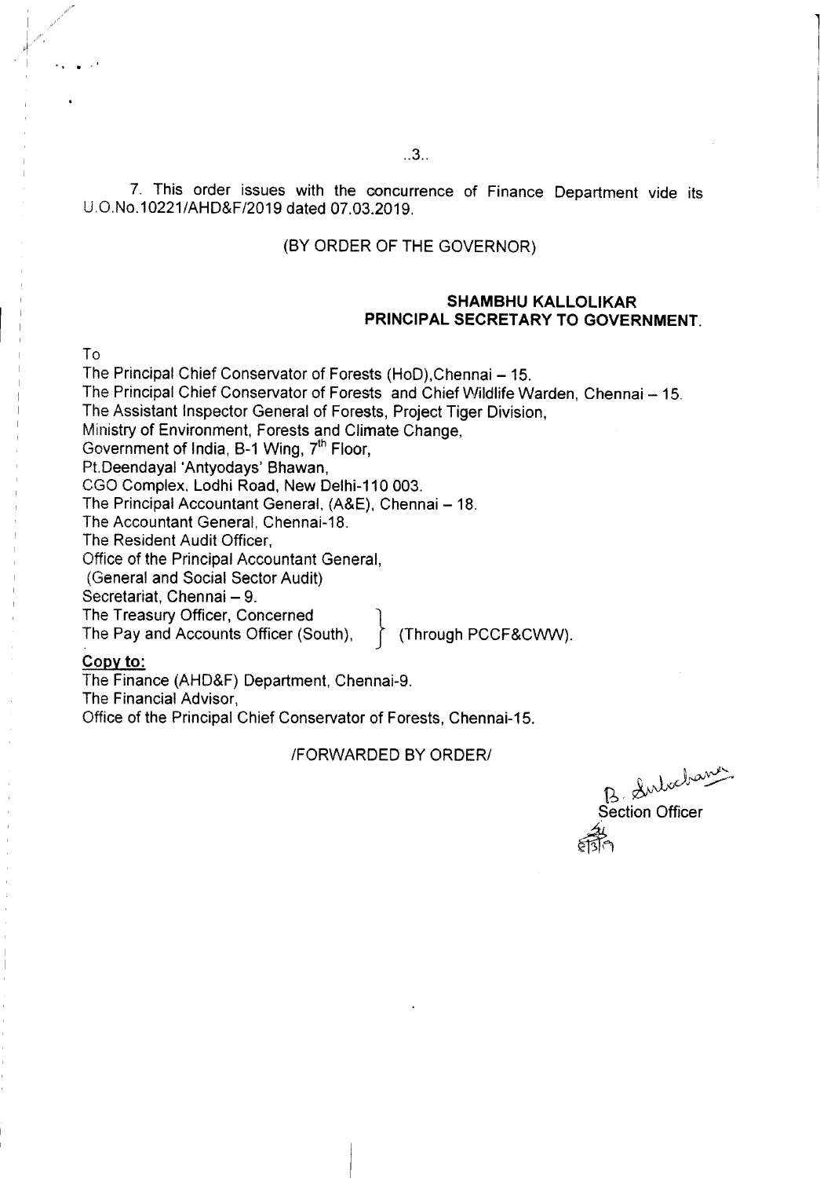7. This order issues with the concurrence of Finance Department vide its U.O.No.10221/AHD&F/2019 dated 07.03.2019.

(BY ORDER OF THE GOVERNOR)

**SHAMBHU KALLOLIKAR**
**PRINCIPAL SECRETARY TO GOVERNMENT.**

To

The Principal Chief Conservator of Forests (HoD),Chennai – 15.
The Principal Chief Conservator of Forests and Chief Wildlife Warden, Chennai – 15.
The Assistant Inspector General of Forests, Project Tiger Division,
Ministry of Environment, Forests and Climate Change,
Government of India, B-1 Wing, 7th Floor,
Pt.Deendayal 'Antyodays' Bhawan,
CGO Complex, Lodhi Road, New Delhi-110 003.
The Principal Accountant General, (A&E), Chennai – 18.
The Accountant General, Chennai-18.
The Resident Audit Officer,
Office of the Principal Accountant General,
(General and Social Sector Audit)
Secretariat, Chennai – 9.
The Treasury Officer, Concerned
The Pay and Accounts Officer (South), } (Through PCCF&CWW).

**Copy to:**

The Finance (AHD&F) Department, Chennai-9.
The Financial Advisor,
Office of the Principal Chief Conservator of Forests, Chennai-15.

/FORWARDED BY ORDER/

B. Sulochana
Section Officer
8/3/19